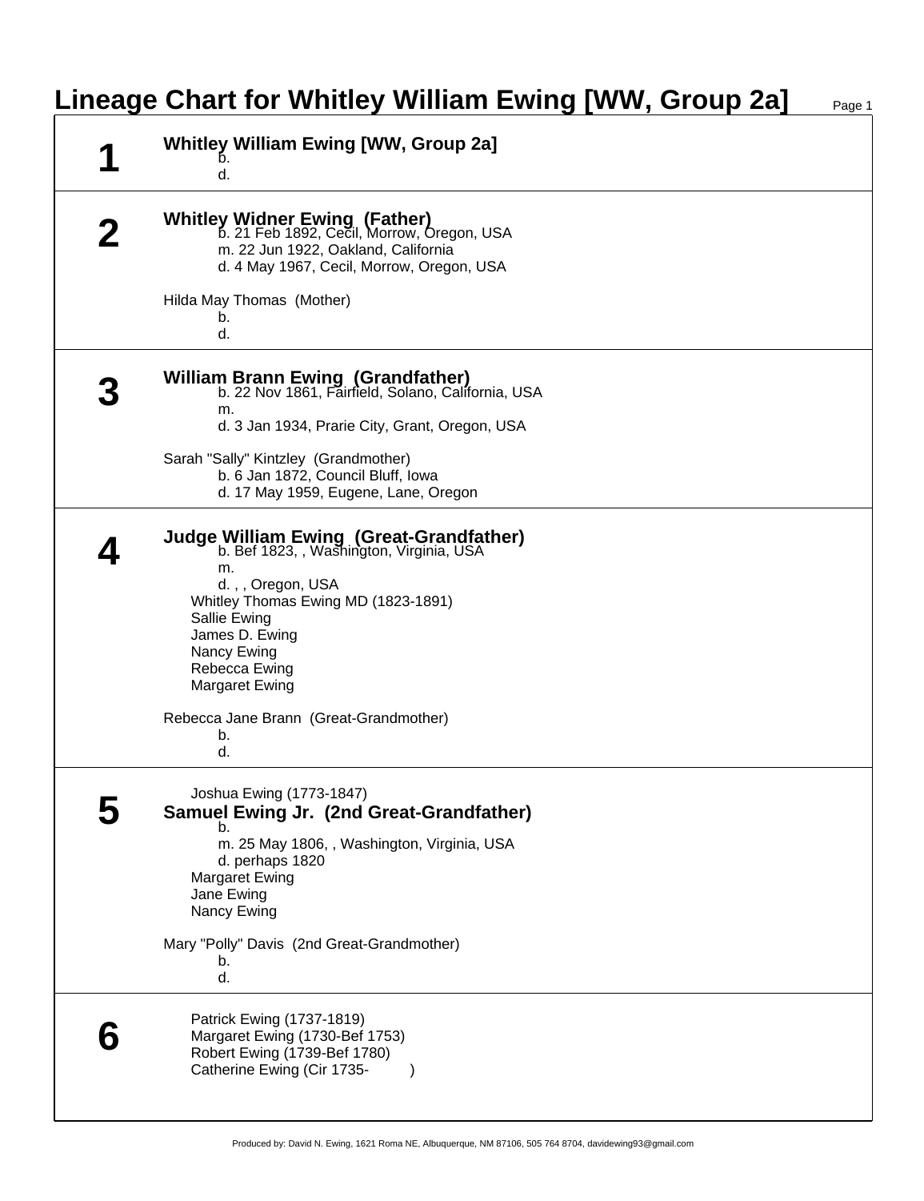# Lineage Chart for Whitley William Ewing [WW, Group 2a]

## 1

**Whitley William Ewing [WW, Group 2a]**

b.
d.

## 2

**Whitley Widner Ewing (Father)**

b. 21 Feb 1892, Cecil, Morrow, Oregon, USA
m. 22 Jun 1922, Oakland, California
d. 4 May 1967, Cecil, Morrow, Oregon, USA

Hilda May Thomas (Mother)

b.
d.

## 3

**William Brann Ewing (Grandfather)**

b. 22 Nov 1861, Fairfield, Solano, California, USA
m.
d. 3 Jan 1934, Prarie City, Grant, Oregon, USA

Sarah "Sally" Kintzley (Grandmother)

b. 6 Jan 1872, Council Bluff, Iowa
d. 17 May 1959, Eugene, Lane, Oregon

## 4

**Judge William Ewing (Great-Grandfather)**

b. Bef 1823, , Washington, Virginia, USA
m.
d. , , Oregon, USA

- Whitley Thomas Ewing MD (1823-1891)
- Sallie Ewing
- James D. Ewing
- Nancy Ewing
- Rebecca Ewing
- Margaret Ewing

Rebecca Jane Brann (Great-Grandmother)

b.
d.

## 5

- Joshua Ewing (1773-1847)

**Samuel Ewing Jr. (2nd Great-Grandfather)**

b.
m. 25 May 1806, , Washington, Virginia, USA
d. perhaps 1820

- Margaret Ewing
- Jane Ewing
- Nancy Ewing

Mary "Polly" Davis (2nd Great-Grandmother)

b.
d.

## 6

- Patrick Ewing (1737-1819)
- Margaret Ewing (1730-Bef 1753)
- Robert Ewing (1739-Bef 1780)
- Catherine Ewing (Cir 1735- )

Produced by: David N. Ewing, 1621 Roma NE, Albuquerque, NM 87106, 505 764 8704, davidewing93@gmail.com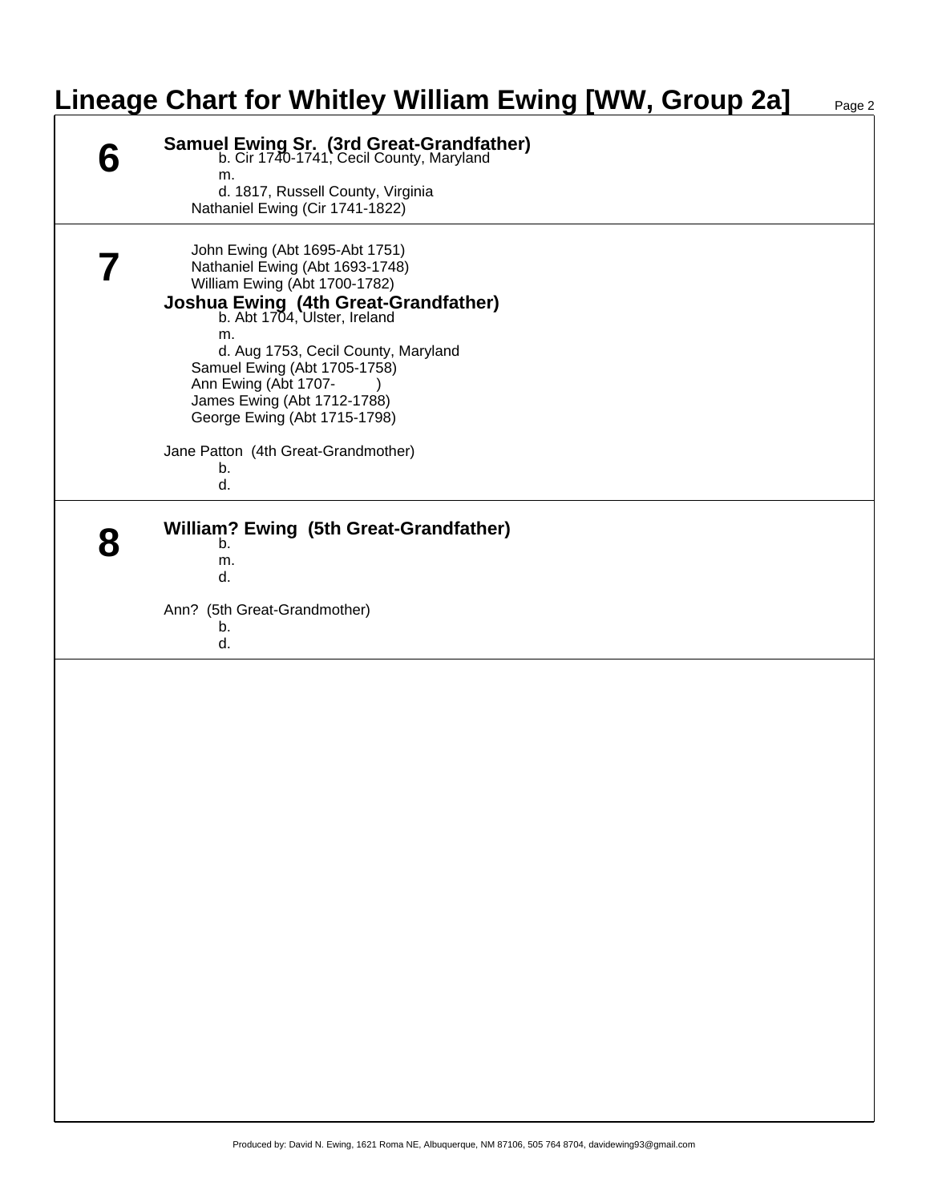# Lineage Chart for Whitley William Ewing [WW, Group 2a]

## 6

**Samuel Ewing Sr. (3rd Great-Grandfather)**

b. Cir 1740-1741, Cecil County, Maryland

m.

d. 1817, Russell County, Virginia

Nathaniel Ewing (Cir 1741-1822)

## 7

John Ewing (Abt 1695-Abt 1751)

Nathaniel Ewing (Abt 1693-1748)

William Ewing (Abt 1700-1782)

**Joshua Ewing (4th Great-Grandfather)**

b. Abt 1704, Ulster, Ireland

m.

d. Aug 1753, Cecil County, Maryland

Samuel Ewing (Abt 1705-1758)

Ann Ewing (Abt 1707- )

James Ewing (Abt 1712-1788)

George Ewing (Abt 1715-1798)

Jane Patton (4th Great-Grandmother)

b.

d.

## 8

**William? Ewing (5th Great-Grandfather)**

b.

m.

d.

Ann? (5th Great-Grandmother)

b.

d.

Produced by: David N. Ewing, 1621 Roma NE, Albuquerque, NM 87106, 505 764 8704, davidewing93@gmail.com